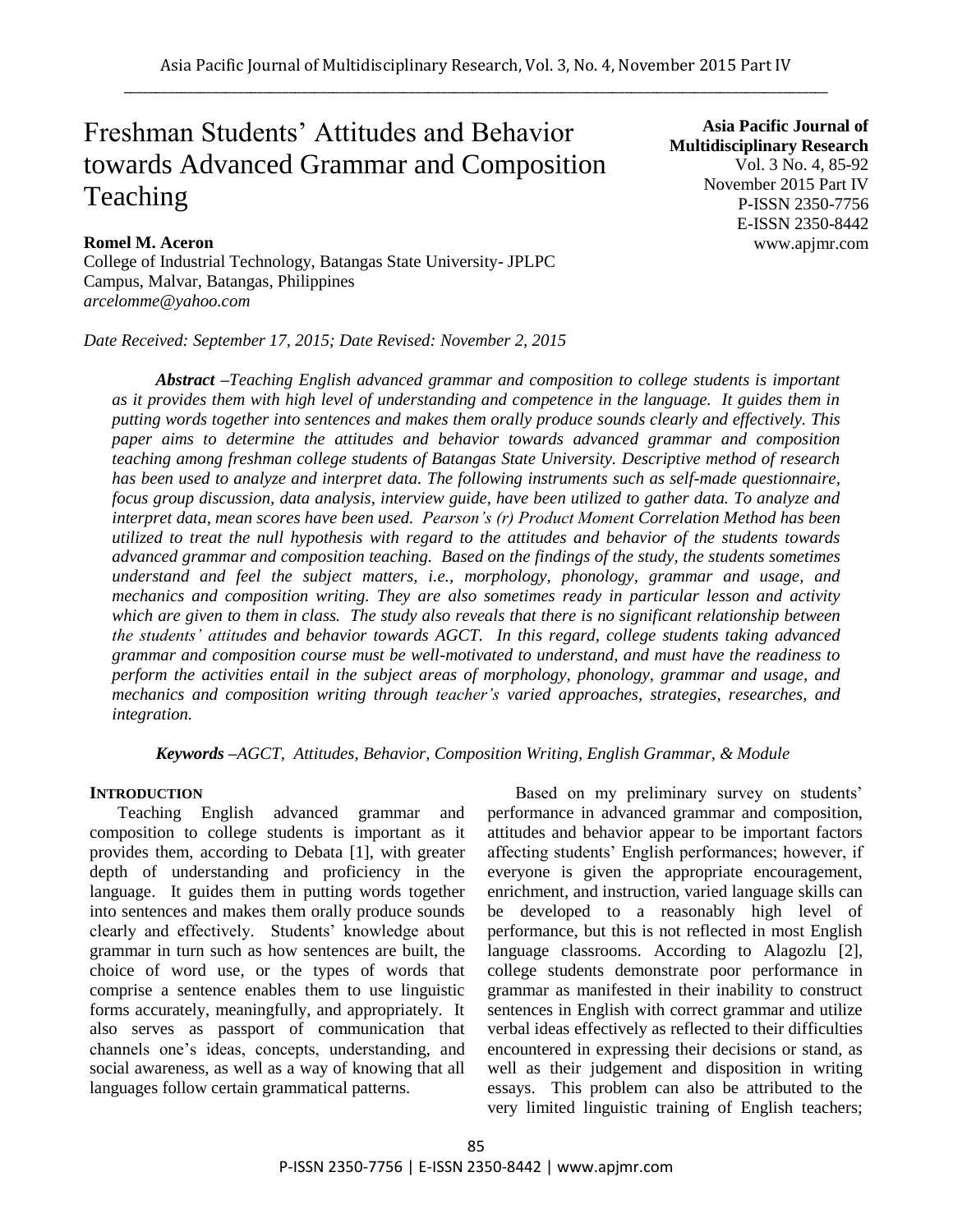# Freshman Students' Attitudes and Behavior towards Advanced Grammar and Composition Teaching

**Asia Pacific Journal of Multidisciplinary Research**
Vol. 3 No. 4, 85-92
November 2015 Part IV
P-ISSN 2350-7756
E-ISSN 2350-8442
www.apjmr.com

**Romel M. Aceron**
College of Industrial Technology, Batangas State University- JPLPC Campus, Malvar, Batangas, Philippines
*arcelomme@yahoo.com*

*Date Received: September 17, 2015; Date Revised: November 2, 2015*

***Abstract*** *–Teaching English advanced grammar and composition to college students is important as it provides them with high level of understanding and competence in the language. It guides them in putting words together into sentences and makes them orally produce sounds clearly and effectively. This paper aims to determine the attitudes and behavior towards advanced grammar and composition teaching among freshman college students of Batangas State University. Descriptive method of research has been used to analyze and interpret data. The following instruments such as self-made questionnaire, focus group discussion, data analysis, interview guide, have been utilized to gather data. To analyze and interpret data, mean scores have been used. Pearson's (r) Product Moment Correlation Method has been utilized to treat the null hypothesis with regard to the attitudes and behavior of the students towards advanced grammar and composition teaching. Based on the findings of the study, the students sometimes understand and feel the subject matters, i.e., morphology, phonology, grammar and usage, and mechanics and composition writing. They are also sometimes ready in particular lesson and activity which are given to them in class. The study also reveals that there is no significant relationship between the students' attitudes and behavior towards AGCT. In this regard, college students taking advanced grammar and composition course must be well-motivated to understand, and must have the readiness to perform the activities entail in the subject areas of morphology, phonology, grammar and usage, and mechanics and composition writing through teacher's varied approaches, strategies, researches, and integration.*

***Keywords*** *–AGCT, Attitudes, Behavior, Composition Writing, English Grammar, & Module*

## INTRODUCTION

Teaching English advanced grammar and composition to college students is important as it provides them, according to Debata [1], with greater depth of understanding and proficiency in the language. It guides them in putting words together into sentences and makes them orally produce sounds clearly and effectively. Students' knowledge about grammar in turn such as how sentences are built, the choice of word use, or the types of words that comprise a sentence enables them to use linguistic forms accurately, meaningfully, and appropriately. It also serves as passport of communication that channels one's ideas, concepts, understanding, and social awareness, as well as a way of knowing that all languages follow certain grammatical patterns.

Based on my preliminary survey on students' performance in advanced grammar and composition, attitudes and behavior appear to be important factors affecting students' English performances; however, if everyone is given the appropriate encouragement, enrichment, and instruction, varied language skills can be developed to a reasonably high level of performance, but this is not reflected in most English language classrooms. According to Alagozlu [2], college students demonstrate poor performance in grammar as manifested in their inability to construct sentences in English with correct grammar and utilize verbal ideas effectively as reflected to their difficulties encountered in expressing their decisions or stand, as well as their judgement and disposition in writing essays. This problem can also be attributed to the very limited linguistic training of English teachers;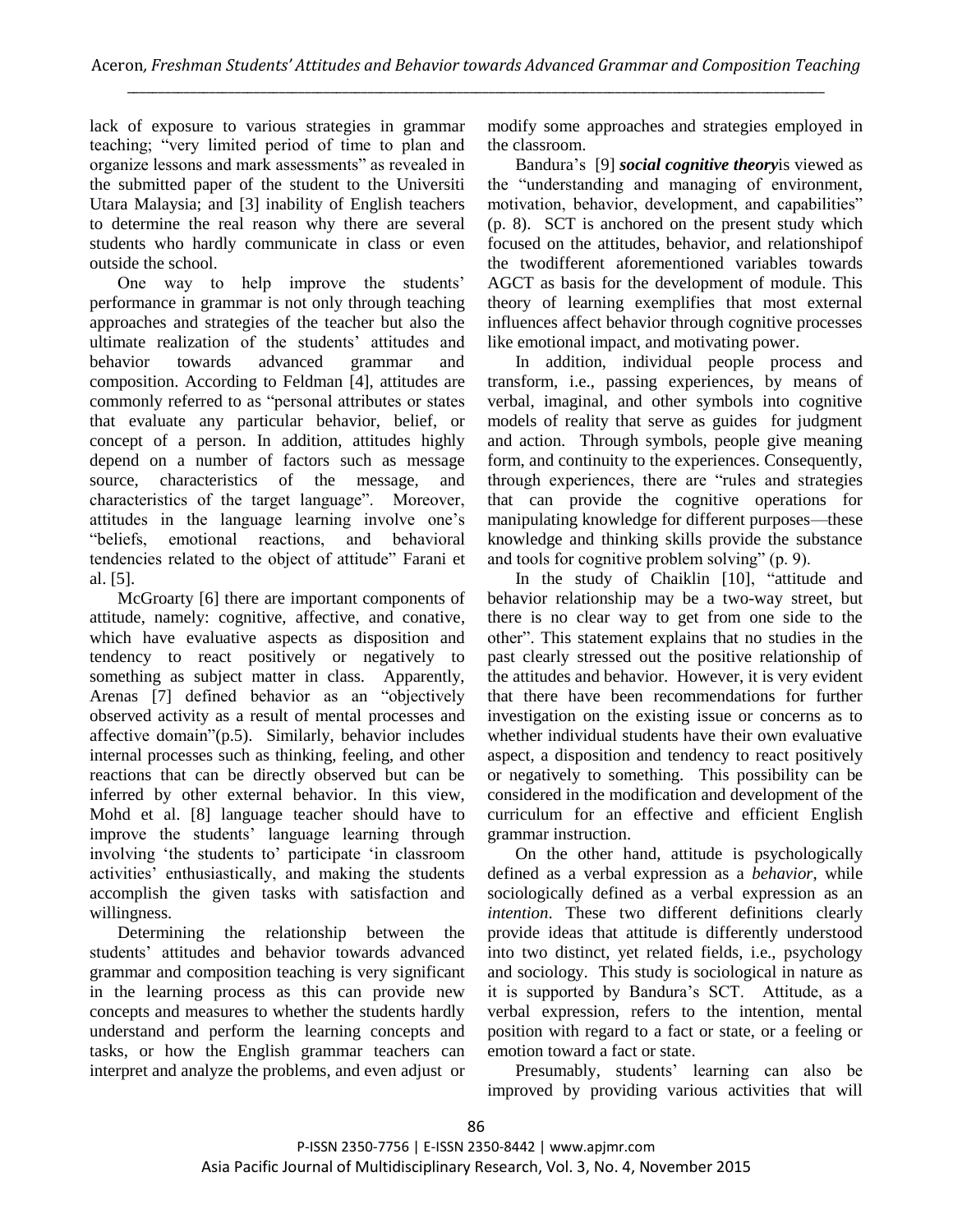lack of exposure to various strategies in grammar teaching; "very limited period of time to plan and organize lessons and mark assessments" as revealed in the submitted paper of the student to the Universiti Utara Malaysia; and [3] inability of English teachers to determine the real reason why there are several students who hardly communicate in class or even outside the school.

One way to help improve the students' performance in grammar is not only through teaching approaches and strategies of the teacher but also the ultimate realization of the students' attitudes and behavior towards advanced grammar and composition. According to Feldman [4], attitudes are commonly referred to as "personal attributes or states that evaluate any particular behavior, belief, or concept of a person. In addition, attitudes highly depend on a number of factors such as message source, characteristics of the message, and characteristics of the target language". Moreover, attitudes in the language learning involve one's "beliefs, emotional reactions, and behavioral tendencies related to the object of attitude" Farani et al. [5].

McGroarty [6] there are important components of attitude, namely: cognitive, affective, and conative, which have evaluative aspects as disposition and tendency to react positively or negatively to something as subject matter in class. Apparently, Arenas [7] defined behavior as an "objectively observed activity as a result of mental processes and affective domain"(p.5). Similarly, behavior includes internal processes such as thinking, feeling, and other reactions that can be directly observed but can be inferred by other external behavior. In this view, Mohd et al. [8] language teacher should have to improve the students' language learning through involving 'the students to' participate 'in classroom activities' enthusiastically, and making the students accomplish the given tasks with satisfaction and willingness.

Determining the relationship between the students' attitudes and behavior towards advanced grammar and composition teaching is very significant in the learning process as this can provide new concepts and measures to whether the students hardly understand and perform the learning concepts and tasks, or how the English grammar teachers can interpret and analyze the problems, and even adjust or modify some approaches and strategies employed in the classroom.

Bandura's [9] ***social cognitive theory***is viewed as the "understanding and managing of environment, motivation, behavior, development, and capabilities" (p. 8). SCT is anchored on the present study which focused on the attitudes, behavior, and relationshipof the twodifferent aforementioned variables towards AGCT as basis for the development of module. This theory of learning exemplifies that most external influences affect behavior through cognitive processes like emotional impact, and motivating power.

In addition, individual people process and transform, i.e., passing experiences, by means of verbal, imaginal, and other symbols into cognitive models of reality that serve as guides for judgment and action. Through symbols, people give meaning form, and continuity to the experiences. Consequently, through experiences, there are "rules and strategies that can provide the cognitive operations for manipulating knowledge for different purposes—these knowledge and thinking skills provide the substance and tools for cognitive problem solving" (p. 9).

In the study of Chaiklin [10], "attitude and behavior relationship may be a two-way street, but there is no clear way to get from one side to the other". This statement explains that no studies in the past clearly stressed out the positive relationship of the attitudes and behavior. However, it is very evident that there have been recommendations for further investigation on the existing issue or concerns as to whether individual students have their own evaluative aspect, a disposition and tendency to react positively or negatively to something. This possibility can be considered in the modification and development of the curriculum for an effective and efficient English grammar instruction.

On the other hand, attitude is psychologically defined as a verbal expression as a *behavior*, while sociologically defined as a verbal expression as an *intention*. These two different definitions clearly provide ideas that attitude is differently understood into two distinct, yet related fields, i.e., psychology and sociology. This study is sociological in nature as it is supported by Bandura's SCT. Attitude, as a verbal expression, refers to the intention, mental position with regard to a fact or state, or a feeling or emotion toward a fact or state.

Presumably, students' learning can also be improved by providing various activities that will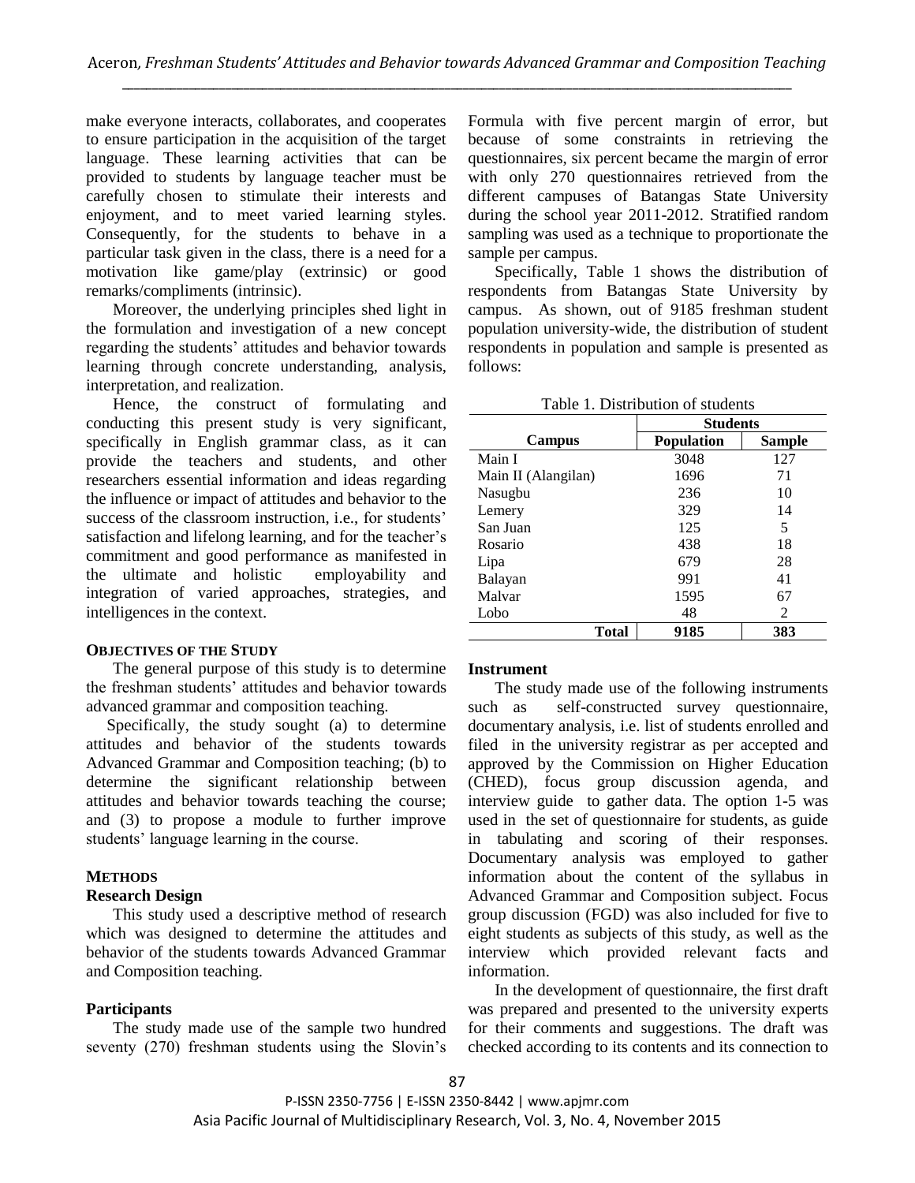make everyone interacts, collaborates, and cooperates to ensure participation in the acquisition of the target language. These learning activities that can be provided to students by language teacher must be carefully chosen to stimulate their interests and enjoyment, and to meet varied learning styles. Consequently, for the students to behave in a particular task given in the class, there is a need for a motivation like game/play (extrinsic) or good remarks/compliments (intrinsic).

Moreover, the underlying principles shed light in the formulation and investigation of a new concept regarding the students' attitudes and behavior towards learning through concrete understanding, analysis, interpretation, and realization.

Hence, the construct of formulating and conducting this present study is very significant, specifically in English grammar class, as it can provide the teachers and students, and other researchers essential information and ideas regarding the influence or impact of attitudes and behavior to the success of the classroom instruction, i.e., for students' satisfaction and lifelong learning, and for the teacher's commitment and good performance as manifested in the ultimate and holistic employability and integration of varied approaches, strategies, and intelligences in the context.

## OBJECTIVES OF THE STUDY

The general purpose of this study is to determine the freshman students' attitudes and behavior towards advanced grammar and composition teaching.

Specifically, the study sought (a) to determine attitudes and behavior of the students towards Advanced Grammar and Composition teaching; (b) to determine the significant relationship between attitudes and behavior towards teaching the course; and (3) to propose a module to further improve students' language learning in the course.

## METHODS

### Research Design

This study used a descriptive method of research which was designed to determine the attitudes and behavior of the students towards Advanced Grammar and Composition teaching.

### Participants

The study made use of the sample two hundred seventy (270) freshman students using the Slovin's Formula with five percent margin of error, but because of some constraints in retrieving the questionnaires, six percent became the margin of error with only 270 questionnaires retrieved from the different campuses of Batangas State University during the school year 2011-2012. Stratified random sampling was used as a technique to proportionate the sample per campus.

Specifically, Table 1 shows the distribution of respondents from Batangas State University by campus. As shown, out of 9185 freshman student population university-wide, the distribution of student respondents in population and sample is presented as follows:

Table 1. Distribution of students

| Campus | Students | |
|---|---|---|
| | **Population** | **Sample** |
| Main I | 3048 | 127 |
| Main II (Alangilan) | 1696 | 71 |
| Nasugbu | 236 | 10 |
| Lemery | 329 | 14 |
| San Juan | 125 | 5 |
| Rosario | 438 | 18 |
| Lipa | 679 | 28 |
| Balayan | 991 | 41 |
| Malvar | 1595 | 67 |
| Lobo | 48 | 2 |
| **Total** | **9185** | **383** |

### Instrument

The study made use of the following instruments such as self-constructed survey questionnaire, documentary analysis, i.e. list of students enrolled and filed in the university registrar as per accepted and approved by the Commission on Higher Education (CHED), focus group discussion agenda, and interview guide to gather data. The option 1-5 was used in the set of questionnaire for students, as guide in tabulating and scoring of their responses. Documentary analysis was employed to gather information about the content of the syllabus in Advanced Grammar and Composition subject. Focus group discussion (FGD) was also included for five to eight students as subjects of this study, as well as the interview which provided relevant facts and information.

In the development of questionnaire, the first draft was prepared and presented to the university experts for their comments and suggestions. The draft was checked according to its contents and its connection to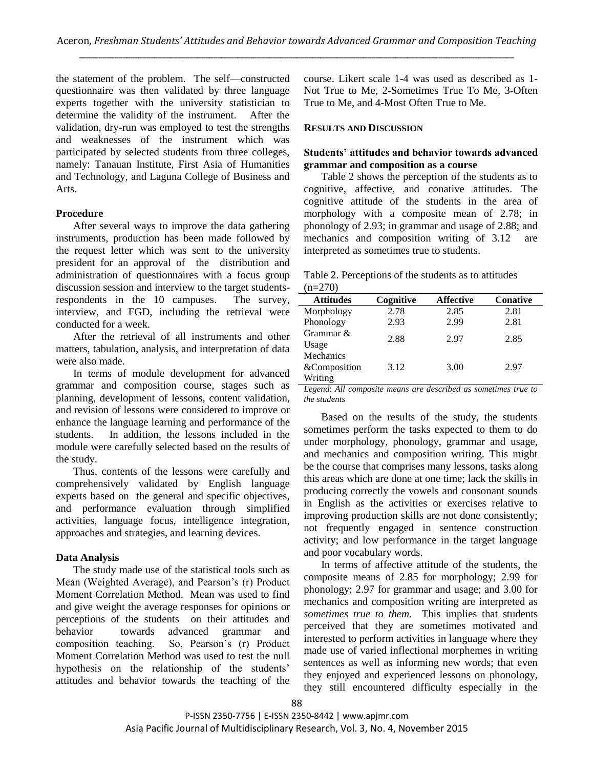the statement of the problem. The self—constructed questionnaire was then validated by three language experts together with the university statistician to determine the validity of the instrument. After the validation, dry-run was employed to test the strengths and weaknesses of the instrument which was participated by selected students from three colleges, namely: Tanauan Institute, First Asia of Humanities and Technology, and Laguna College of Business and Arts.

### Procedure

After several ways to improve the data gathering instruments, production has been made followed by the request letter which was sent to the university president for an approval of the distribution and administration of questionnaires with a focus group discussion session and interview to the target students-respondents in the 10 campuses. The survey, interview, and FGD, including the retrieval were conducted for a week.

After the retrieval of all instruments and other matters, tabulation, analysis, and interpretation of data were also made.

In terms of module development for advanced grammar and composition course, stages such as planning, development of lessons, content validation, and revision of lessons were considered to improve or enhance the language learning and performance of the students. In addition, the lessons included in the module were carefully selected based on the results of the study.

Thus, contents of the lessons were carefully and comprehensively validated by English language experts based on the general and specific objectives, and performance evaluation through simplified activities, language focus, intelligence integration, approaches and strategies, and learning devices.

### Data Analysis

The study made use of the statistical tools such as Mean (Weighted Average), and Pearson's (r) Product Moment Correlation Method. Mean was used to find and give weight the average responses for opinions or perceptions of the students on their attitudes and behavior towards advanced grammar and composition teaching. So, Pearson's (r) Product Moment Correlation Method was used to test the null hypothesis on the relationship of the students' attitudes and behavior towards the teaching of the course. Likert scale 1-4 was used as described as 1-Not True to Me, 2-Sometimes True To Me, 3-Often True to Me, and 4-Most Often True to Me.

## RESULTS AND DISCUSSION

### Students' attitudes and behavior towards advanced grammar and composition as a course

Table 2 shows the perception of the students as to cognitive, affective, and conative attitudes. The cognitive attitude of the students in the area of morphology with a composite mean of 2.78; in phonology of 2.93; in grammar and usage of 2.88; and mechanics and composition writing of 3.12 are interpreted as sometimes true to students.

Table 2. Perceptions of the students as to attitudes (n=270)

| Attitudes | Cognitive | Affective | Conative |
|---|---|---|---|
| Morphology | 2.78 | 2.85 | 2.81 |
| Phonology | 2.93 | 2.99 | 2.81 |
| Grammar & Usage | 2.88 | 2.97 | 2.85 |
| Mechanics &Composition Writing | 3.12 | 3.00 | 2.97 |

*Legend: All composite means are described as sometimes true to the students*

Based on the results of the study, the students sometimes perform the tasks expected to them to do under morphology, phonology, grammar and usage, and mechanics and composition writing. This might be the course that comprises many lessons, tasks along this areas which are done at one time; lack the skills in producing correctly the vowels and consonant sounds in English as the activities or exercises relative to improving production skills are not done consistently; not frequently engaged in sentence construction activity; and low performance in the target language and poor vocabulary words.

In terms of affective attitude of the students, the composite means of 2.85 for morphology; 2.99 for phonology; 2.97 for grammar and usage; and 3.00 for mechanics and composition writing are interpreted as *sometimes true to them.* This implies that students perceived that they are sometimes motivated and interested to perform activities in language where they made use of varied inflectional morphemes in writing sentences as well as informing new words; that even they enjoyed and experienced lessons on phonology, they still encountered difficulty especially in the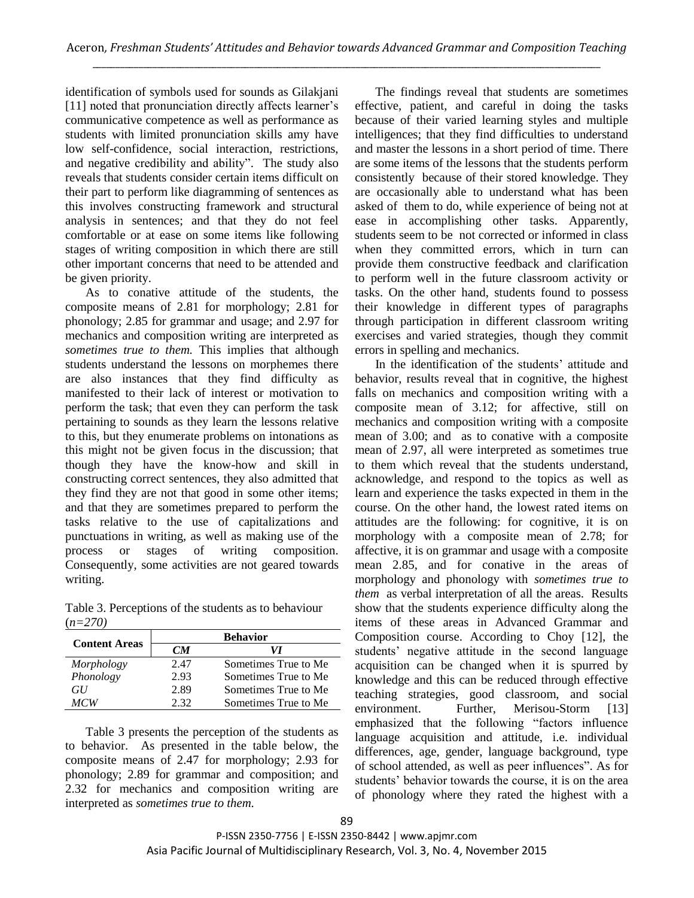identification of symbols used for sounds as Gilakjani [11] noted that pronunciation directly affects learner's communicative competence as well as performance as students with limited pronunciation skills amy have low self-confidence, social interaction, restrictions, and negative credibility and ability". The study also reveals that students consider certain items difficult on their part to perform like diagramming of sentences as this involves constructing framework and structural analysis in sentences; and that they do not feel comfortable or at ease on some items like following stages of writing composition in which there are still other important concerns that need to be attended and be given priority.

As to conative attitude of the students, the composite means of 2.81 for morphology; 2.81 for phonology; 2.85 for grammar and usage; and 2.97 for mechanics and composition writing are interpreted as *sometimes true to them.* This implies that although students understand the lessons on morphemes there are also instances that they find difficulty as manifested to their lack of interest or motivation to perform the task; that even they can perform the task pertaining to sounds as they learn the lessons relative to this, but they enumerate problems on intonations as this might not be given focus in the discussion; that though they have the know-how and skill in constructing correct sentences, they also admitted that they find they are not that good in some other items; and that they are sometimes prepared to perform the tasks relative to the use of capitalizations and punctuations in writing, as well as making use of the process or stages of writing composition. Consequently, some activities are not geared towards writing.

Table 3. Perceptions of the students as to behaviour (*n=270)*

| Content Areas | Behavior | |
|---|---|---|
| | ***CM*** | ***VI*** |
| *Morphology* | 2.47 | Sometimes True to Me |
| *Phonology* | 2.93 | Sometimes True to Me |
| *GU* | 2.89 | Sometimes True to Me |
| *MCW* | 2.32 | Sometimes True to Me |

Table 3 presents the perception of the students as to behavior. As presented in the table below, the composite means of 2.47 for morphology; 2.93 for phonology; 2.89 for grammar and composition; and 2.32 for mechanics and composition writing are interpreted as *sometimes true to them.*

The findings reveal that students are sometimes effective, patient, and careful in doing the tasks because of their varied learning styles and multiple intelligences; that they find difficulties to understand and master the lessons in a short period of time. There are some items of the lessons that the students perform consistently because of their stored knowledge. They are occasionally able to understand what has been asked of them to do, while experience of being not at ease in accomplishing other tasks. Apparently, students seem to be not corrected or informed in class when they committed errors, which in turn can provide them constructive feedback and clarification to perform well in the future classroom activity or tasks. On the other hand, students found to possess their knowledge in different types of paragraphs through participation in different classroom writing exercises and varied strategies, though they commit errors in spelling and mechanics.

In the identification of the students' attitude and behavior, results reveal that in cognitive, the highest falls on mechanics and composition writing with a composite mean of 3.12; for affective, still on mechanics and composition writing with a composite mean of 3.00; and as to conative with a composite mean of 2.97, all were interpreted as sometimes true to them which reveal that the students understand, acknowledge, and respond to the topics as well as learn and experience the tasks expected in them in the course. On the other hand, the lowest rated items on attitudes are the following: for cognitive, it is on morphology with a composite mean of 2.78; for affective, it is on grammar and usage with a composite mean 2.85, and for conative in the areas of morphology and phonology with *sometimes true to them* as verbal interpretation of all the areas. Results show that the students experience difficulty along the items of these areas in Advanced Grammar and Composition course. According to Choy [12], the students' negative attitude in the second language acquisition can be changed when it is spurred by knowledge and this can be reduced through effective teaching strategies, good classroom, and social environment. Further, Merisou-Storm [13] emphasized that the following "factors influence language acquisition and attitude, i.e. individual differences, age, gender, language background, type of school attended, as well as peer influences". As for students' behavior towards the course, it is on the area of phonology where they rated the highest with a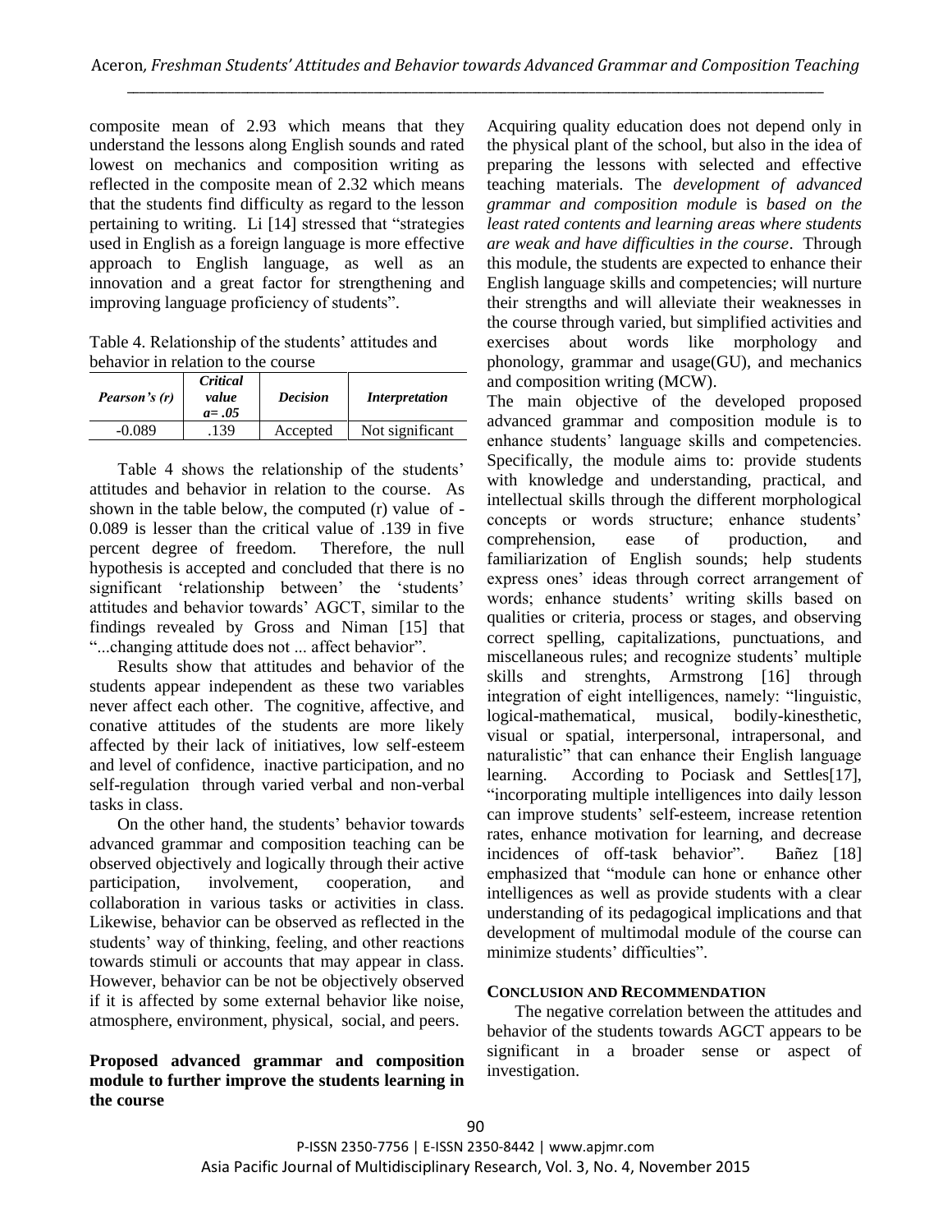composite mean of 2.93 which means that they understand the lessons along English sounds and rated lowest on mechanics and composition writing as reflected in the composite mean of 2.32 which means that the students find difficulty as regard to the lesson pertaining to writing. Li [14] stressed that "strategies used in English as a foreign language is more effective approach to English language, as well as an innovation and a great factor for strengthening and improving language proficiency of students".

Table 4. Relationship of the students' attitudes and behavior in relation to the course

| *Pearson's (r)* | *Critical value a= .05* | *Decision* | *Interpretation* |
|---|---|---|---|
| -0.089 | .139 | Accepted | Not significant |

Table 4 shows the relationship of the students' attitudes and behavior in relation to the course. As shown in the table below, the computed (r) value of -0.089 is lesser than the critical value of .139 in five percent degree of freedom. Therefore, the null hypothesis is accepted and concluded that there is no significant 'relationship between' the 'students' attitudes and behavior towards' AGCT, similar to the findings revealed by Gross and Niman [15] that "...changing attitude does not ... affect behavior".

Results show that attitudes and behavior of the students appear independent as these two variables never affect each other. The cognitive, affective, and conative attitudes of the students are more likely affected by their lack of initiatives, low self-esteem and level of confidence, inactive participation, and no self-regulation through varied verbal and non-verbal tasks in class.

On the other hand, the students' behavior towards advanced grammar and composition teaching can be observed objectively and logically through their active participation, involvement, cooperation, and collaboration in various tasks or activities in class. Likewise, behavior can be observed as reflected in the students' way of thinking, feeling, and other reactions towards stimuli or accounts that may appear in class. However, behavior can be not be objectively observed if it is affected by some external behavior like noise, atmosphere, environment, physical, social, and peers.

**Proposed advanced grammar and composition module to further improve the students learning in the course**

Acquiring quality education does not depend only in the physical plant of the school, but also in the idea of preparing the lessons with selected and effective teaching materials. The *development of advanced grammar and composition module* is *based on the least rated contents and learning areas where students are weak and have difficulties in the course*. Through this module, the students are expected to enhance their English language skills and competencies; will nurture their strengths and will alleviate their weaknesses in the course through varied, but simplified activities and exercises about words like morphology and phonology, grammar and usage(GU), and mechanics and composition writing (MCW).

The main objective of the developed proposed advanced grammar and composition module is to enhance students' language skills and competencies. Specifically, the module aims to: provide students with knowledge and understanding, practical, and intellectual skills through the different morphological concepts or words structure; enhance students' comprehension, ease of production, and familiarization of English sounds; help students express ones' ideas through correct arrangement of words; enhance students' writing skills based on qualities or criteria, process or stages, and observing correct spelling, capitalizations, punctuations, and miscellaneous rules; and recognize students' multiple skills and strenghts, Armstrong [16] through integration of eight intelligences, namely: "linguistic, logical-mathematical, musical, bodily-kinesthetic, visual or spatial, interpersonal, intrapersonal, and naturalistic" that can enhance their English language learning. According to Pociask and Settles[17], "incorporating multiple intelligences into daily lesson can improve students' self-esteem, increase retention rates, enhance motivation for learning, and decrease incidences of off-task behavior". Bañez [18] emphasized that "module can hone or enhance other intelligences as well as provide students with a clear understanding of its pedagogical implications and that development of multimodal module of the course can minimize students' difficulties".

## CONCLUSION AND RECOMMENDATION

The negative correlation between the attitudes and behavior of the students towards AGCT appears to be significant in a broader sense or aspect of investigation.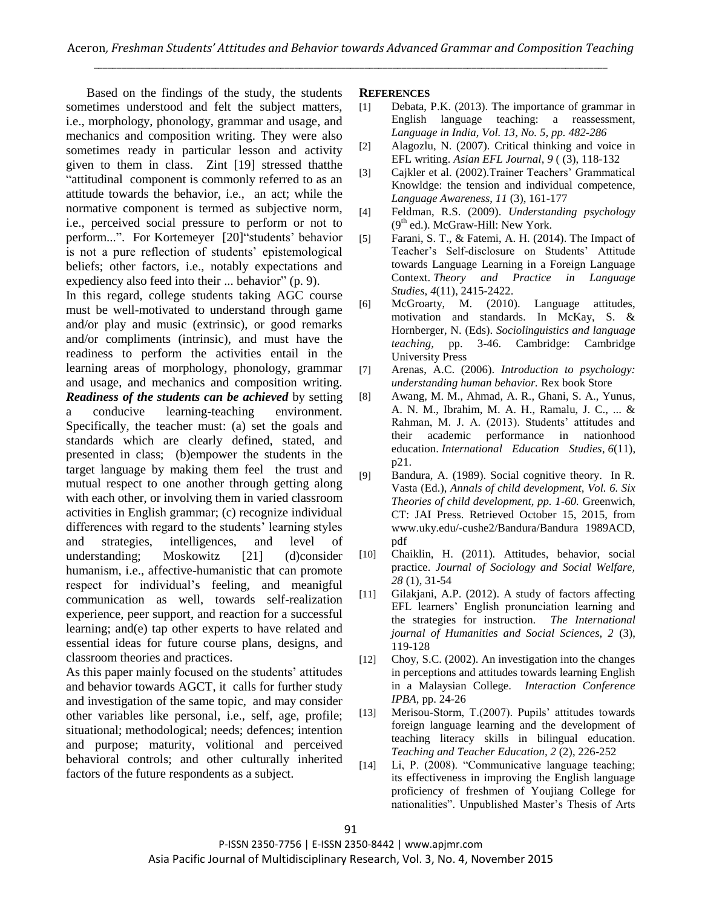Based on the findings of the study, the students sometimes understood and felt the subject matters, i.e., morphology, phonology, grammar and usage, and mechanics and composition writing. They were also sometimes ready in particular lesson and activity given to them in class. Zint [19] stressed thatthe "attitudinal component is commonly referred to as an attitude towards the behavior, i.e., an act; while the normative component is termed as subjective norm, i.e., perceived social pressure to perform or not to perform...". For Kortemeyer [20]"students' behavior is not a pure reflection of students' epistemological beliefs; other factors, i.e., notably expectations and expediency also feed into their ... behavior" (p. 9).

In this regard, college students taking AGC course must be well-motivated to understand through game and/or play and music (extrinsic), or good remarks and/or compliments (intrinsic), and must have the readiness to perform the activities entail in the learning areas of morphology, phonology, grammar and usage, and mechanics and composition writing. ***Readiness of the students can be achieved*** by setting a conducive learning-teaching environment. Specifically, the teacher must: (a) set the goals and standards which are clearly defined, stated, and presented in class; (b)empower the students in the target language by making them feel the trust and mutual respect to one another through getting along with each other, or involving them in varied classroom activities in English grammar; (c) recognize individual differences with regard to the students' learning styles and strategies, intelligences, and level of understanding; Moskowitz [21] (d)consider humanism, i.e., affective-humanistic that can promote respect for individual's feeling, and meanigful communication as well, towards self-realization experience, peer support, and reaction for a successful learning; and(e) tap other experts to have related and essential ideas for future course plans, designs, and classroom theories and practices.

As this paper mainly focused on the students' attitudes and behavior towards AGCT, it calls for further study and investigation of the same topic, and may consider other variables like personal, i.e., self, age, profile; situational; methodological; needs; defences; intention and purpose; maturity, volitional and perceived behavioral controls; and other culturally inherited factors of the future respondents as a subject.

## REFERENCES

[1] Debata, P.K. (2013). The importance of grammar in English language teaching: a reassessment, *Language in India, Vol. 13, No. 5, pp. 482-286*

[2] Alagozlu, N. (2007). Critical thinking and voice in EFL writing. *Asian EFL Journal*, *9* ( (3), 118-132

[3] Cajkler et al. (2002).Trainer Teachers' Grammatical Knowldge: the tension and individual competence, *Language Awareness, 11* (3), 161-177

[4] Feldman, R.S. (2009). *Understanding psychology* (9th ed.). McGraw-Hill: New York.

[5] Farani, S. T., & Fatemi, A. H. (2014). The Impact of Teacher's Self-disclosure on Students' Attitude towards Language Learning in a Foreign Language Context. *Theory and Practice in Language Studies*, *4*(11), 2415-2422.

[6] McGroarty, M. (2010). Language attitudes, motivation and standards. In McKay, S. & Hornberger, N. (Eds). *Sociolinguistics and language teaching*, pp. 3-46. Cambridge: Cambridge University Press

[7] Arenas, A.C. (2006). *Introduction to psychology: understanding human behavior.* Rex book Store

[8] Awang, M. M., Ahmad, A. R., Ghani, S. A., Yunus, A. N. M., Ibrahim, M. A. H., Ramalu, J. C., ... & Rahman, M. J. A. (2013). Students' attitudes and their academic performance in nationhood education. *International Education Studies*, *6*(11), p21.

[9] Bandura, A. (1989). Social cognitive theory. In R. Vasta (Ed.), *Annals of child development, Vol. 6. Six Theories of child development, pp. 1-60.* Greenwich, CT: JAI Press. Retrieved October 15, 2015, from www.uky.edu/-cushe2/Bandura/Bandura 1989ACD, pdf

[10] Chaiklin, H. (2011). Attitudes, behavior, social practice. *Journal of Sociology and Social Welfare, 28* (1), 31-54

[11] Gilakjani, A.P. (2012). A study of factors affecting EFL learners' English pronunciation learning and the strategies for instruction. *The International journal of Humanities and Social Sciences, 2* (3), 119-128

[12] Choy, S.C. (2002). An investigation into the changes in perceptions and attitudes towards learning English in a Malaysian College. *Interaction Conference IPBA*, pp. 24-26

[13] Merisou-Storm, T.(2007). Pupils' attitudes towards foreign language learning and the development of teaching literacy skills in bilingual education. *Teaching and Teacher Education, 2* (2), 226-252

[14] Li, P. (2008). "Communicative language teaching; its effectiveness in improving the English language proficiency of freshmen of Youjiang College for nationalities". Unpublished Master's Thesis of Arts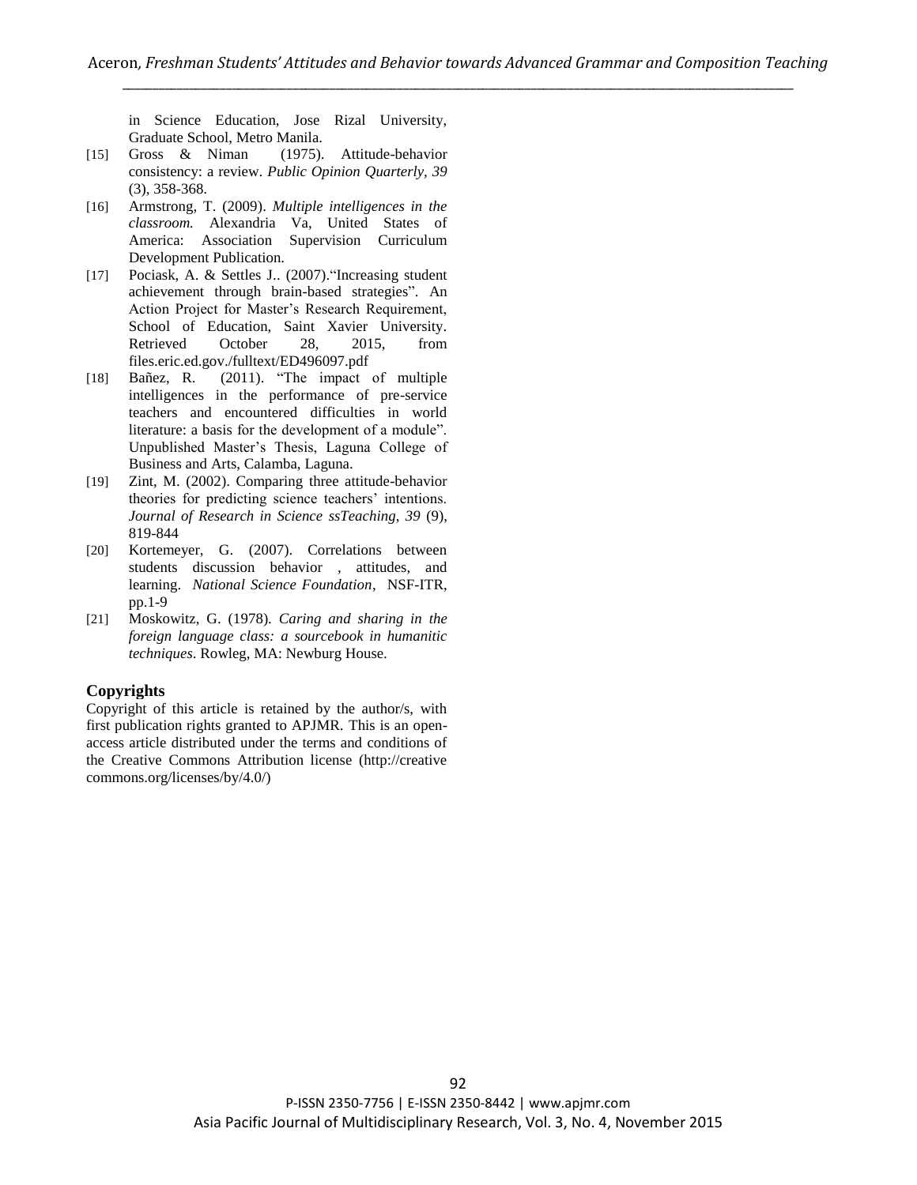in Science Education, Jose Rizal University, Graduate School, Metro Manila.

[15] Gross & Niman (1975). Attitude-behavior consistency: a review. *Public Opinion Quarterly, 39* (3), 358-368.

[16] Armstrong, T. (2009). *Multiple intelligences in the classroom.* Alexandria Va, United States of America: Association Supervision Curriculum Development Publication.

[17] Pociask, A. & Settles J.. (2007)."Increasing student achievement through brain-based strategies". An Action Project for Master's Research Requirement, School of Education, Saint Xavier University. Retrieved October 28, 2015, from files.eric.ed.gov./fulltext/ED496097.pdf

[18] Bañez, R. (2011). "The impact of multiple intelligences in the performance of pre-service teachers and encountered difficulties in world literature: a basis for the development of a module". Unpublished Master's Thesis, Laguna College of Business and Arts, Calamba, Laguna.

[19] Zint, M. (2002). Comparing three attitude-behavior theories for predicting science teachers' intentions. *Journal of Research in Science ssTeaching, 39* (9), 819-844

[20] Kortemeyer, G. (2007). Correlations between students discussion behavior , attitudes, and learning. *National Science Foundation*, NSF-ITR, pp.1-9

[21] Moskowitz, G. (1978). *Caring and sharing in the foreign language class: a sourcebook in humanitic techniques*. Rowleg, MA: Newburg House.

## Copyrights

Copyright of this article is retained by the author/s, with first publication rights granted to APJMR. This is an open-access article distributed under the terms and conditions of the Creative Commons Attribution license (http://creative commons.org/licenses/by/4.0/)